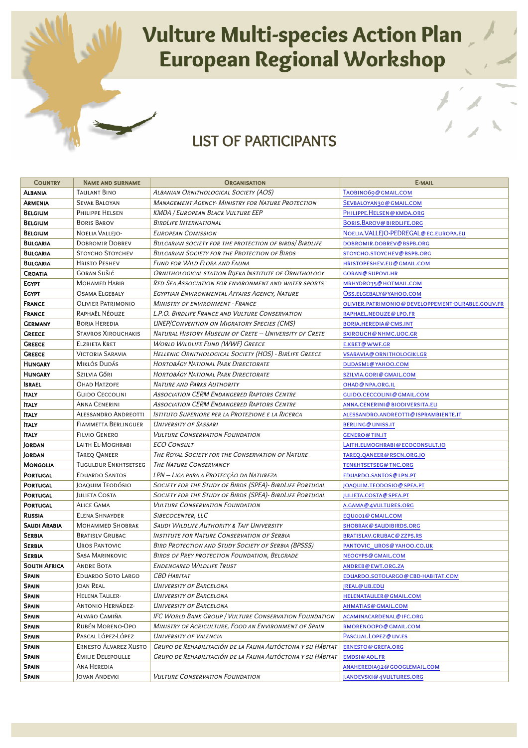# Vulture Multi-species Action Plan European Regional Workshop

## LIST OF PARTICIPANTS

| Country | Name and surname | Organisation | E-mail |
|---|---|---|---|
| Albania | Taulant Bino | *Albanian Ornithological Society (AOS)* | Taobino69@gmail.com |
| Armenia | Sevak Baloyan | *Management Agency- Ministry for Nature Protection* | Sevbaloyan30@gmail.com |
| Belgium | Philippe Helsen | *KMDA / European Black Vulture EEP* | Philippe.Helsen@kmda.org |
| Belgium | Boris Barov | *BirdLife International* | Boris.Barov@birdlife.org |
| Belgium | Noelia Vallejo- | *European Comission* | Noelia.VALLEJO-PEDREGAL@ec.europa.eu |
| Bulgaria | Dobromir Dobrev | *Bulgarian society for the protection of birds/ BirdLife* | dobromir.dobrev@bspb.org |
| Bulgaria | Stoycho Stoychev | *Bulgarian Society for the Protection of Birds* | stoycho.stoychev@bspb.org |
| Bulgaria | Hristo Peshev | *Fund for Wild Flora and Fauna* | hristopeshev.eu@gmail.com |
| Croatia | Goran Sušić | *Ornithological station Rijeka Institute of Ornithology* | goran@supovi.hr |
| Egypt | Mohamed Habib | *Red Sea Association for environment and water sports* | mrhydro35@hotmail.com |
| Egypt | Osama Elgebaly | *Egyptian Environmental Affairs Agency, Nature* | Oss.elgebaly@yahoo.com |
| France | Olivier Patrimonio | *Ministry of environment - France* | olivier.patrimonio@developpement-durable.gouv.fr |
| France | Raphaël Néouze | *L.P.O. BirdLife France and Vulture Conservation* | raphael.neouze@lpo.fr |
| Germany | Borja Heredia | *UNEP/Convention on Migratory Species (CMS)* | borja.heredia@cms.int |
| Greece | Stavros Xirouchakis | *Natural History Museum of Crete – University of Crete* | sxirouch@nhmc.uoc.gr |
| Greece | Elzbieta Kret | *World Wildlife Fund (WWF) Greece* | e.kret@wwf.gr |
| Greece | Victoria Saravia | *Hellenic Ornithological Society (HOS) - BirLife Greece* | vsaravia@ornithologiki.gr |
| Hungary | Miklós Dudás | *Hortobágy National Park Directorate* | dudasm1@yahoo.com |
| Hungary | Szilvia Gőri | *Hortobágy National Park Directorate* | szilvia.gori@gmail.com |
| Israel | Ohad Hatzofe | *Nature and Parks Authority* | ohad@npa.org.il |
| Italy | Guido Ceccolini | *Association CERM Endangered Raptors Centre* | guido.ceccolini@gmail.com |
| Italy | Anna Cenerini | *Association CERM Endangered Raptors Centre* | anna.cenerini@biodiversita.eu |
| Italy | Alessandro Andreotti | *Istituto Superiore per la Protezione e la Ricerca* | alessandro.andreotti@isprambiente.it |
| Italy | Fiammetta Berlinguer | *University of Sassari* | berling@uniss.it |
| Italy | Filvio Genero | *Vulture Conservation Foundation* | genero@tin.it |
| Jordan | Laith El-Moghrabi | *ECO Consult* | Laith.elmoghrabi@ecoconsult.jo |
| Jordan | Tareq Qaneer | *The Royal Society for the Conservation of Nature* | tareq.qaneer@rscn.org.jo |
| Mongolia | Tuguldur Enkhtsetseg | *The Nature Conservancy* | tenkhtsetseg@tnc.org |
| Portugal | Eduardo Santos | *LPN – Liga para a Protecção da Natureza* | eduardo.santos@lpn.pt |
| Portugal | Joaquim Teodósio | *Society for the Study of Birds (SPEA)- BirdLife Portugal* | joaquim.teodosio@spea.pt |
| Portugal | Julieta Costa | *Society for the Study of Birds (SPEA)- BirdLife Portugal* | julieta.costa@spea.pt |
| Portugal | Alice Gama | *Vulture Conservation Foundation* | a.gama@4vultures.org |
| Russia | Elena Shnayder | *Sibecocenter, LLC* | equ001@gmail.com |
| Saudi Arabia | Mohammed Shobrak | *Saudi Wildlife Authority & Taif University* | shobrak@saudibirds.org |
| Serbia | Bratislv Grubac | *Institute for Nature Conservation of Serbia* | bratislav.grubac@zzps.rs |
| Serbia | Uros Pantovic | *Bird Protection and Study Society of Serbia (BPSSS)* | pantovic_uros@yahoo.co.uk |
| Serbia | Sasa Marinkovic | *Birds of Prey protection Foundation, Belgrade* | neogyps@gmail.com |
| South Africa | Andre Bota | *Endencared Wildlife Trust* | andreb@ewt.org.za |
| Spain | Eduardo Soto Largo | *CBD Habitat* | eduardo.sotolargo@cbd-habitat.com |
| Spain | Joan Real | *University of Barcelona* | jreal@ub.edu |
| Spain | Helena Tauler- | *University of Barcelona* | helenatauler@gmail.com |
| Spain | Antonio Hernádez- | *University of Barcelona* | ahmatias@gmail.com |
| Spain | Alvaro Camiña | *IFC World Bank Group / Vulture Conservation Foundation* | acaminacardenal@ifc.org |
| Spain | Rubén Moreno-Opo | *Ministry of Agriculture, Food an Environment of Spain* | rmorenoopo@gmail.com |
| Spain | Pascal López-López | *University of Valencia* | Pascual.Lopez@uv.es |
| Spain | Ernesto Álvarez Xusto | *Grupo de Rehabilitación de la Fauna Autóctona y su Hábitat* | ernesto@grefa.org |
| Spain | Émilie Delepoulle | *Grupo de Rehabilitación de la Fauna Autóctona y su Hábitat* | emdsi@aol.fr |
| Spain | Ana Heredia | | anaheredia92@googlemail.com |
| Spain | Jovan Andevki | *Vulture Conservation Foundation* | j.andevski@4vultures.org |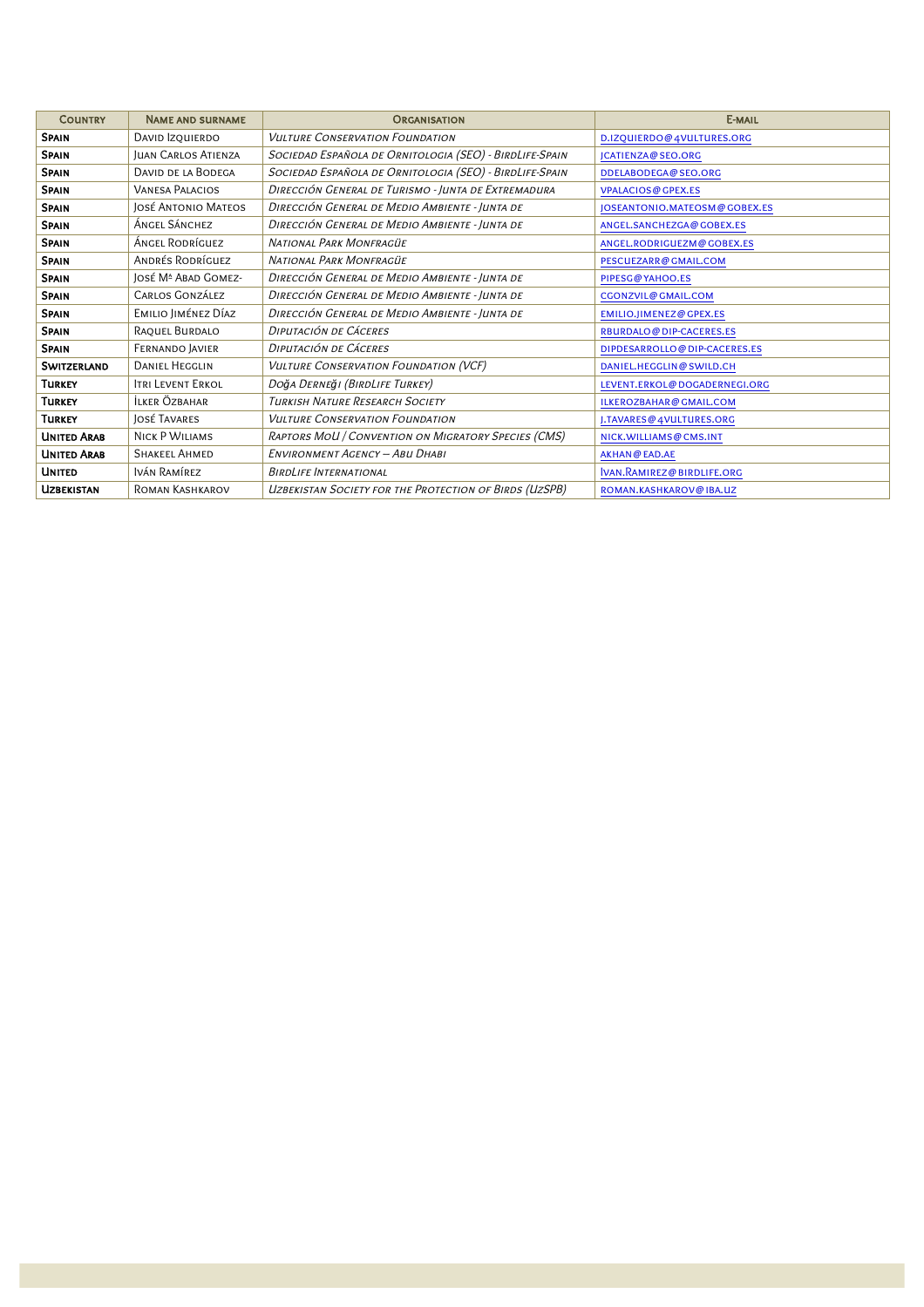| Country | Name and surname | Organisation | E-mail |
|---|---|---|---|
| **Spain** | David Izquierdo | *Vulture Conservation Foundation* | d.izquierdo@4vultures.org |
| **Spain** | Juan Carlos Atienza | *Sociedad Española de Ornitologia (SEO) - BirdLife-Spain* | jcatienza@seo.org |
| **Spain** | David de la Bodega | *Sociedad Española de Ornitologia (SEO) - BirdLife-Spain* | ddelabodega@seo.org |
| **Spain** | Vanesa Palacios | *Dirección General de Turismo - Junta de Extremadura* | vpalacios@gpex.es |
| **Spain** | José Antonio Mateos | *Dirección General de Medio Ambiente - Junta de* | joseantonio.mateosm@gobex.es |
| **Spain** | Ángel Sánchez | *Dirección General de Medio Ambiente - Junta de* | angel.sanchezga@gobex.es |
| **Spain** | Ángel Rodríguez | *National Park Monfragüe* | angel.rodriguezm@gobex.es |
| **Spain** | Andrés Rodríguez | *National Park Monfragüe* | pescuezarr@gmail.com |
| **Spain** | José Mª Abad Gomez- | *Dirección General de Medio Ambiente - Junta de* | pipesg@yahoo.es |
| **Spain** | Carlos González | *Dirección General de Medio Ambiente - Junta de* | cgonzvil@gmail.com |
| **Spain** | Emilio Jiménez Díaz | *Dirección General de Medio Ambiente - Junta de* | emilio.jimenez@gpex.es |
| **Spain** | Raquel Burdalo | *Diputación de Cáceres* | rburdalo@dip-caceres.es |
| **Spain** | Fernando Javier | *Diputación de Cáceres* | dipdesarrollo@dip-caceres.es |
| **Switzerland** | Daniel Hegglin | *Vulture Conservation Foundation (VCF)* | daniel.hegglin@swild.ch |
| **Turkey** | Itri Levent Erkol | *Doğa Derneği (BirdLife Turkey)* | levent.erkol@dogadernegi.org |
| **Turkey** | İlker Özbahar | *Turkish Nature Research Society* | ilkerozbahar@gmail.com |
| **Turkey** | José Tavares | *Vulture Conservation Foundation* | j.tavares@4vultures.org |
| **United Arab** | Nick P Wiliams | *Raptors MoU / Convention on Migratory Species (CMS)* | nick.williams@cms.int |
| **United Arab** | Shakeel Ahmed | *Environment Agency – Abu Dhabi* | akhan@ead.ae |
| **United** | Iván Ramírez | *BirdLife International* | Ivan.Ramirez@birdlife.org |
| **Uzbekistan** | Roman Kashkarov | *Uzbekistan Society for the Protection of Birds (UzSPB)* | roman.kashkarov@iba.uz |